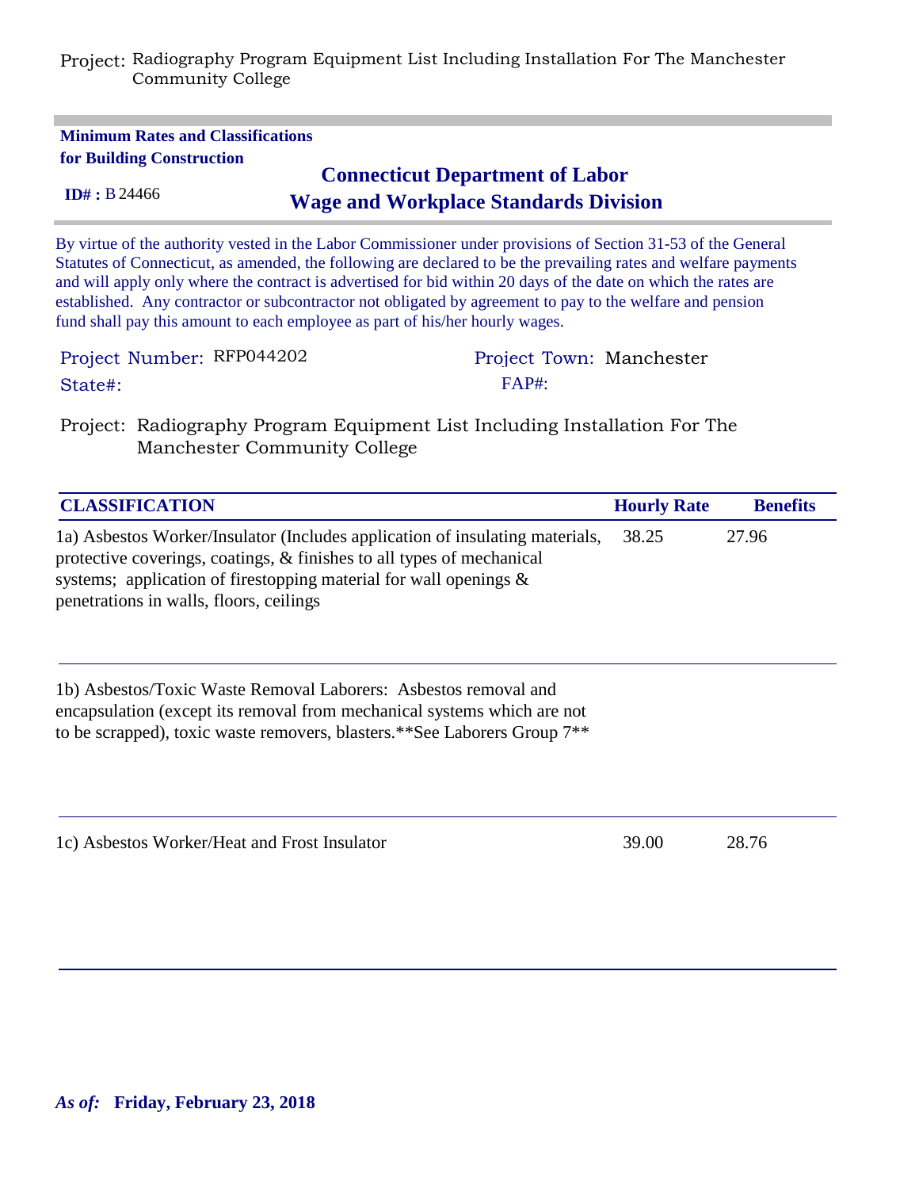Project: Radiography Program Equipment List Including Installation For The Manchester Community College

**Minimum Rates and Classifications for Building Construction**

**ID# :** B 24466

## Connecticut Department of Labor
## Wage and Workplace Standards Division

By virtue of the authority vested in the Labor Commissioner under provisions of Section 31-53 of the General Statutes of Connecticut, as amended, the following are declared to be the prevailing rates and welfare payments and will apply only where the contract is advertised for bid within 20 days of the date on which the rates are established. Any contractor or subcontractor not obligated by agreement to pay to the welfare and pension fund shall pay this amount to each employee as part of his/her hourly wages.

Project Number: RFP044202 | Project Town: Manchester

State#: | FAP#:

Project: Radiography Program Equipment List Including Installation For The Manchester Community College

| CLASSIFICATION | Hourly Rate | Benefits |
|---|---|---|
| 1a) Asbestos Worker/Insulator (Includes application of insulating materials, protective coverings, coatings, & finishes to all types of mechanical systems; application of firestopping material for wall openings & penetrations in walls, floors, ceilings | 38.25 | 27.96 |
| 1b) Asbestos/Toxic Waste Removal Laborers: Asbestos removal and encapsulation (except its removal from mechanical systems which are not to be scrapped), toxic waste removers, blasters.**See Laborers Group 7** | | |
| 1c) Asbestos Worker/Heat and Frost Insulator | 39.00 | 28.76 |

***As of:* Friday, February 23, 2018**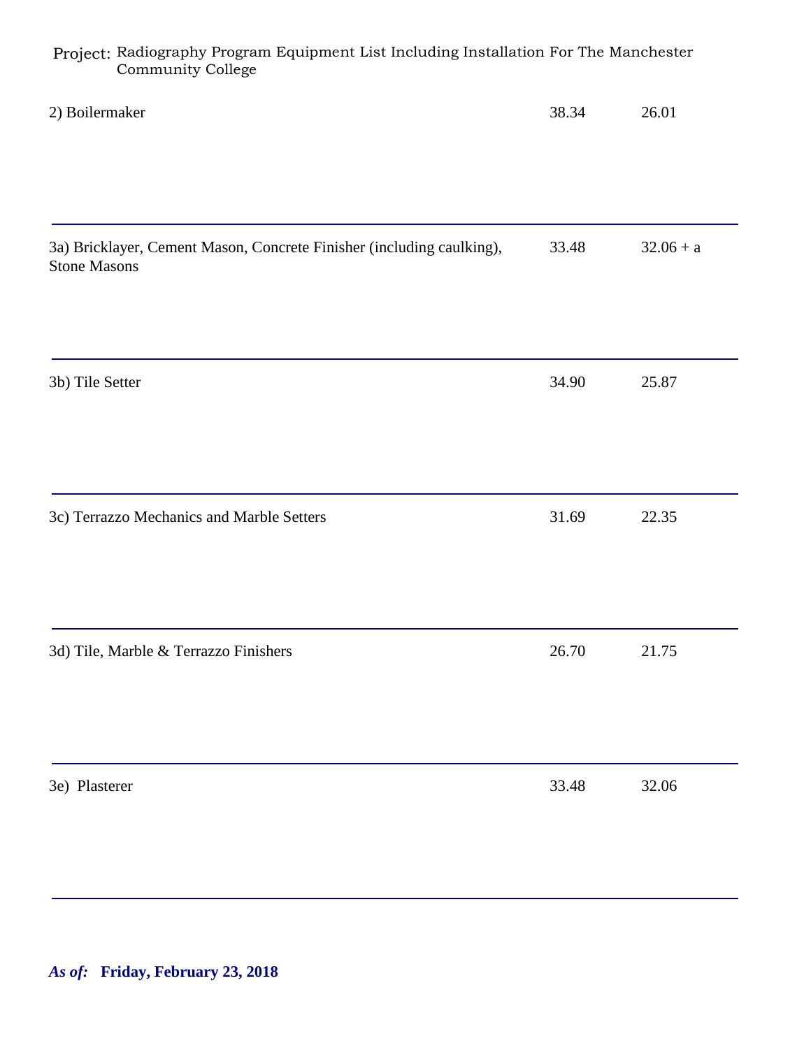Project: Radiography Program Equipment List Including Installation For The Manchester Community College

| | | |
|---|---|---|
| 2) Boilermaker | 38.34 | 26.01 |
| 3a) Bricklayer, Cement Mason, Concrete Finisher (including caulking), Stone Masons | 33.48 | 32.06 + a |
| 3b) Tile Setter | 34.90 | 25.87 |
| 3c) Terrazzo Mechanics and Marble Setters | 31.69 | 22.35 |
| 3d) Tile, Marble & Terrazzo Finishers | 26.70 | 21.75 |
| 3e) Plasterer | 33.48 | 32.06 |

***As of:* Friday, February 23, 2018**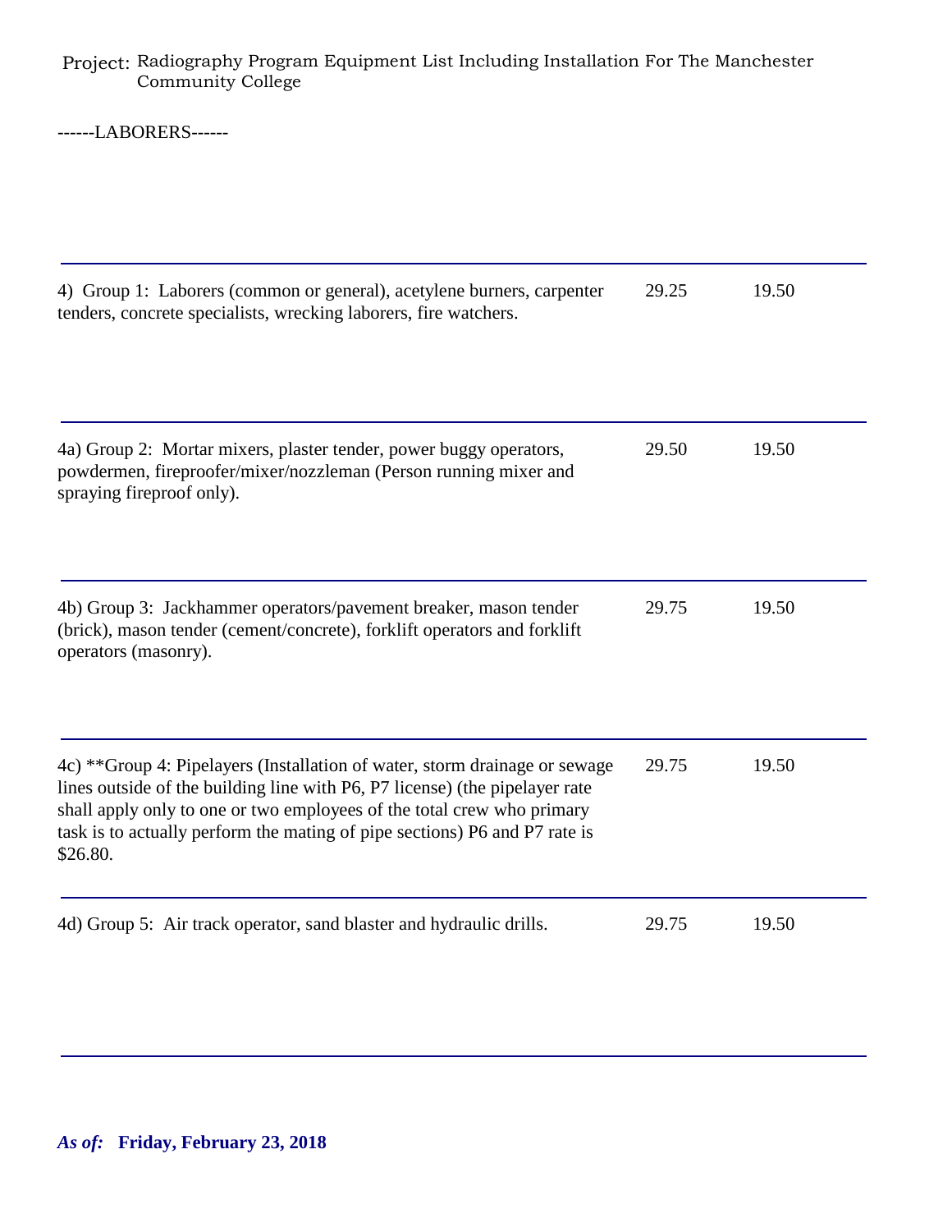Project: Radiography Program Equipment List Including Installation For The Manchester Community College

------LABORERS------

| | | |
|---|---|---|
| 4) Group 1: Laborers (common or general), acetylene burners, carpenter tenders, concrete specialists, wrecking laborers, fire watchers. | 29.25 | 19.50 |
| 4a) Group 2: Mortar mixers, plaster tender, power buggy operators, powdermen, fireproofer/mixer/nozzleman (Person running mixer and spraying fireproof only). | 29.50 | 19.50 |
| 4b) Group 3: Jackhammer operators/pavement breaker, mason tender (brick), mason tender (cement/concrete), forklift operators and forklift operators (masonry). | 29.75 | 19.50 |
| 4c) **Group 4: Pipelayers (Installation of water, storm drainage or sewage lines outside of the building line with P6, P7 license) (the pipelayer rate shall apply only to one or two employees of the total crew who primary task is to actually perform the mating of pipe sections) P6 and P7 rate is $26.80. | 29.75 | 19.50 |
| 4d) Group 5: Air track operator, sand blaster and hydraulic drills. | 29.75 | 19.50 |

***As of:*** **Friday, February 23, 2018**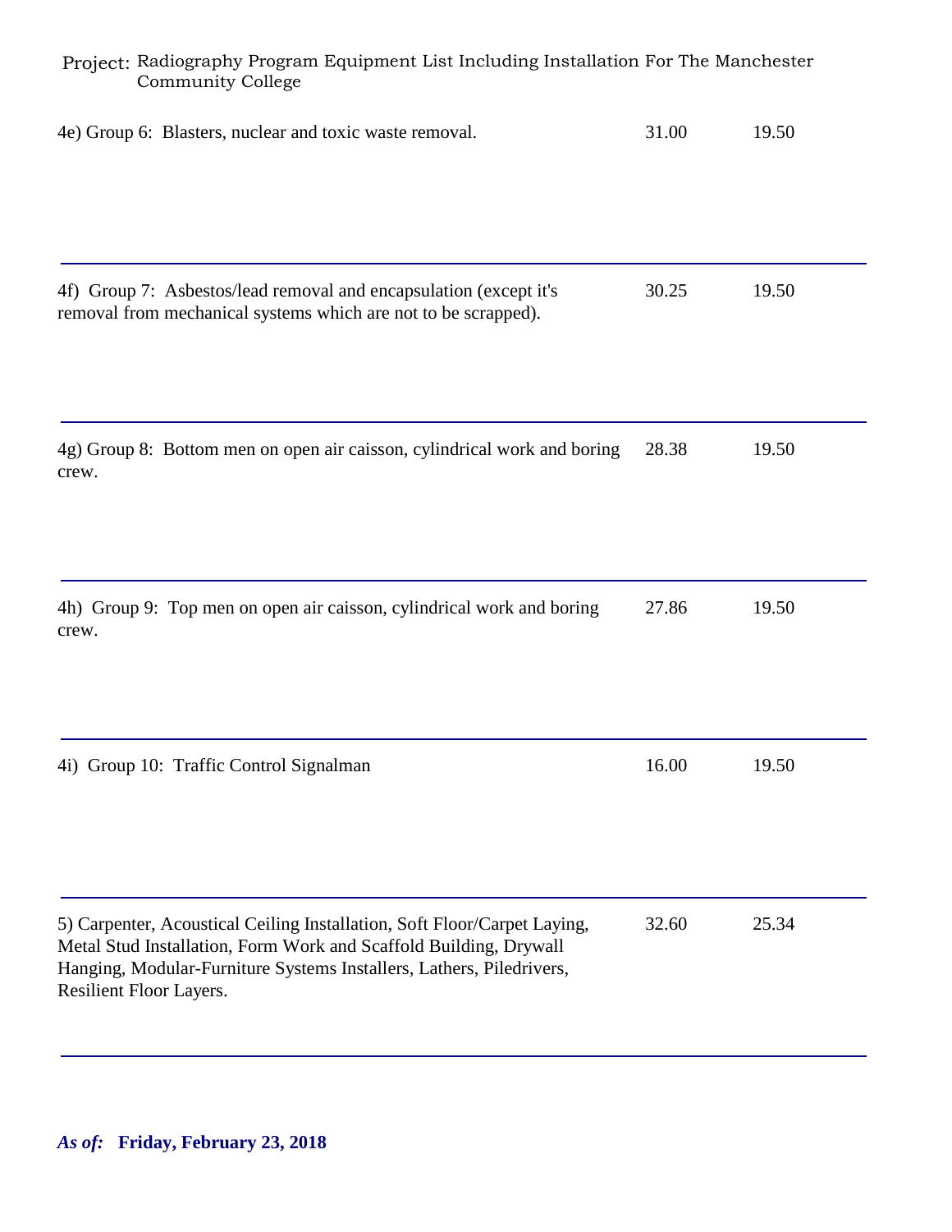Project: Radiography Program Equipment List Including Installation For The Manchester Community College

| | | |
|---|---|---|
| 4e) Group 6: Blasters, nuclear and toxic waste removal. | 31.00 | 19.50 |
| 4f) Group 7: Asbestos/lead removal and encapsulation (except it's removal from mechanical systems which are not to be scrapped). | 30.25 | 19.50 |
| 4g) Group 8: Bottom men on open air caisson, cylindrical work and boring crew. | 28.38 | 19.50 |
| 4h) Group 9: Top men on open air caisson, cylindrical work and boring crew. | 27.86 | 19.50 |
| 4i) Group 10: Traffic Control Signalman | 16.00 | 19.50 |
| 5) Carpenter, Acoustical Ceiling Installation, Soft Floor/Carpet Laying, Metal Stud Installation, Form Work and Scaffold Building, Drywall Hanging, Modular-Furniture Systems Installers, Lathers, Piledrivers, Resilient Floor Layers. | 32.60 | 25.34 |

***As of:*** **Friday, February 23, 2018**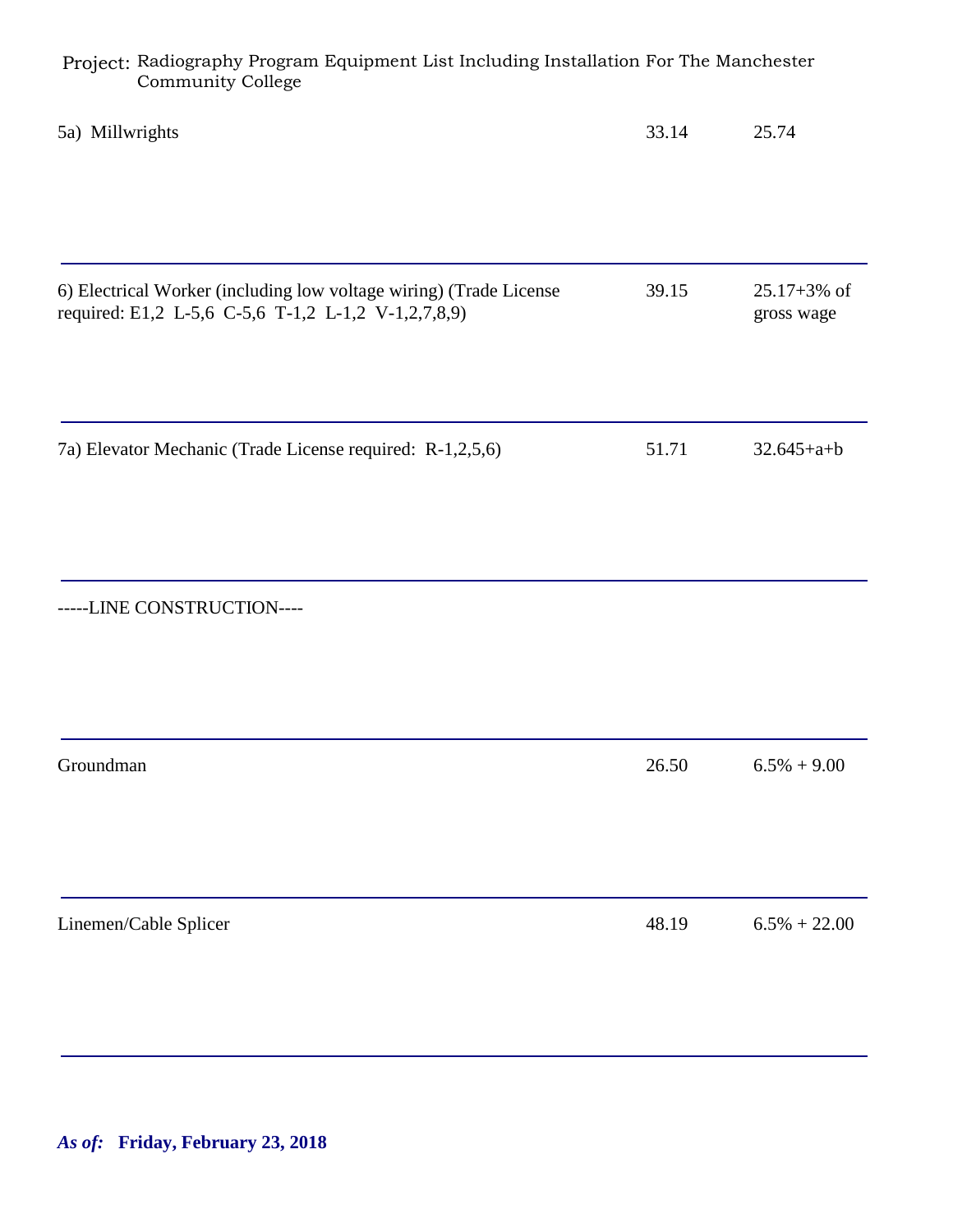Project: Radiography Program Equipment List Including Installation For The Manchester Community College

| | | |
|---|---|---|
| 5a) Millwrights | 33.14 | 25.74 |
| 6) Electrical Worker (including low voltage wiring) (Trade License required: E1,2 L-5,6 C-5,6 T-1,2 L-1,2 V-1,2,7,8,9) | 39.15 | 25.17+3% of gross wage |
| 7a) Elevator Mechanic (Trade License required: R-1,2,5,6) | 51.71 | 32.645+a+b |
| -----LINE CONSTRUCTION---- | | |
| Groundman | 26.50 | 6.5% + 9.00 |
| Linemen/Cable Splicer | 48.19 | 6.5% + 22.00 |

***As of:*** **Friday, February 23, 2018**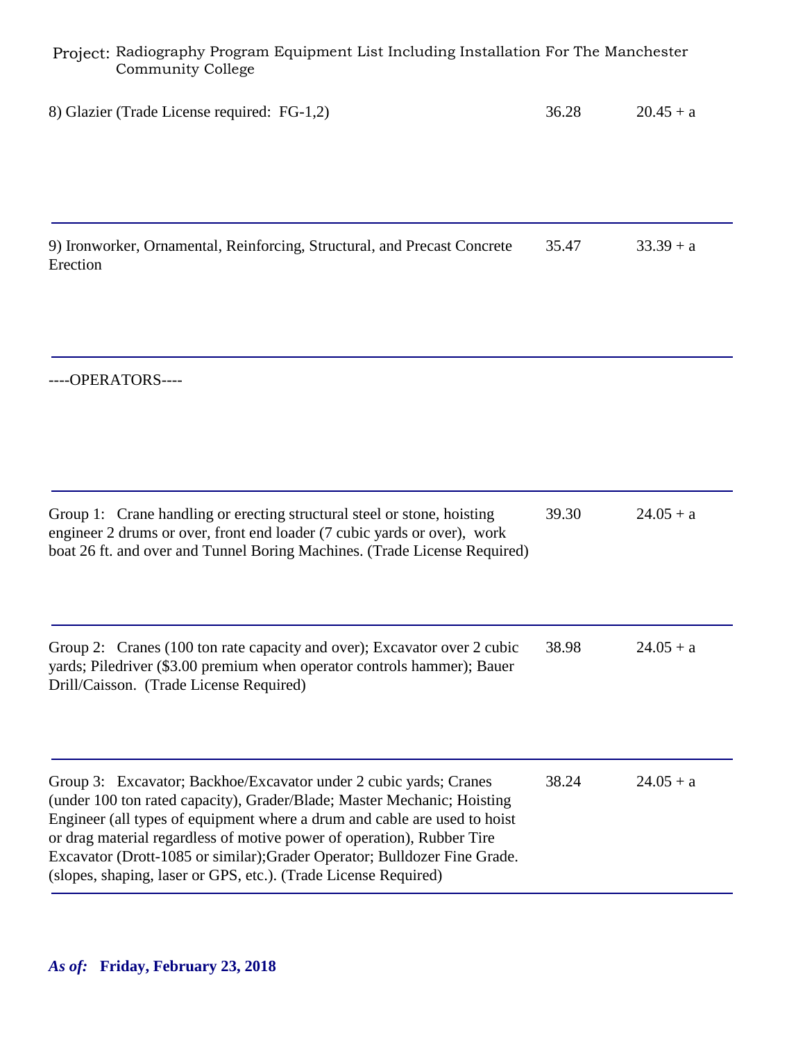Project: Radiography Program Equipment List Including Installation For The Manchester Community College

| Classification | Rate | Fringe |
|---|---|---|
| 8) Glazier (Trade License required: FG-1,2) | 36.28 | 20.45 + a |
| 9) Ironworker, Ornamental, Reinforcing, Structural, and Precast Concrete Erection | 35.47 | 33.39 + a |
| ----OPERATORS---- | | |
| Group 1: Crane handling or erecting structural steel or stone, hoisting engineer 2 drums or over, front end loader (7 cubic yards or over), work boat 26 ft. and over and Tunnel Boring Machines. (Trade License Required) | 39.30 | 24.05 + a |
| Group 2: Cranes (100 ton rate capacity and over); Excavator over 2 cubic yards; Piledriver ($3.00 premium when operator controls hammer); Bauer Drill/Caisson. (Trade License Required) | 38.98 | 24.05 + a |
| Group 3: Excavator; Backhoe/Excavator under 2 cubic yards; Cranes (under 100 ton rated capacity), Grader/Blade; Master Mechanic; Hoisting Engineer (all types of equipment where a drum and cable are used to hoist or drag material regardless of motive power of operation), Rubber Tire Excavator (Drott-1085 or similar);Grader Operator; Bulldozer Fine Grade. (slopes, shaping, laser or GPS, etc.). (Trade License Required) | 38.24 | 24.05 + a |

***As of:* Friday, February 23, 2018**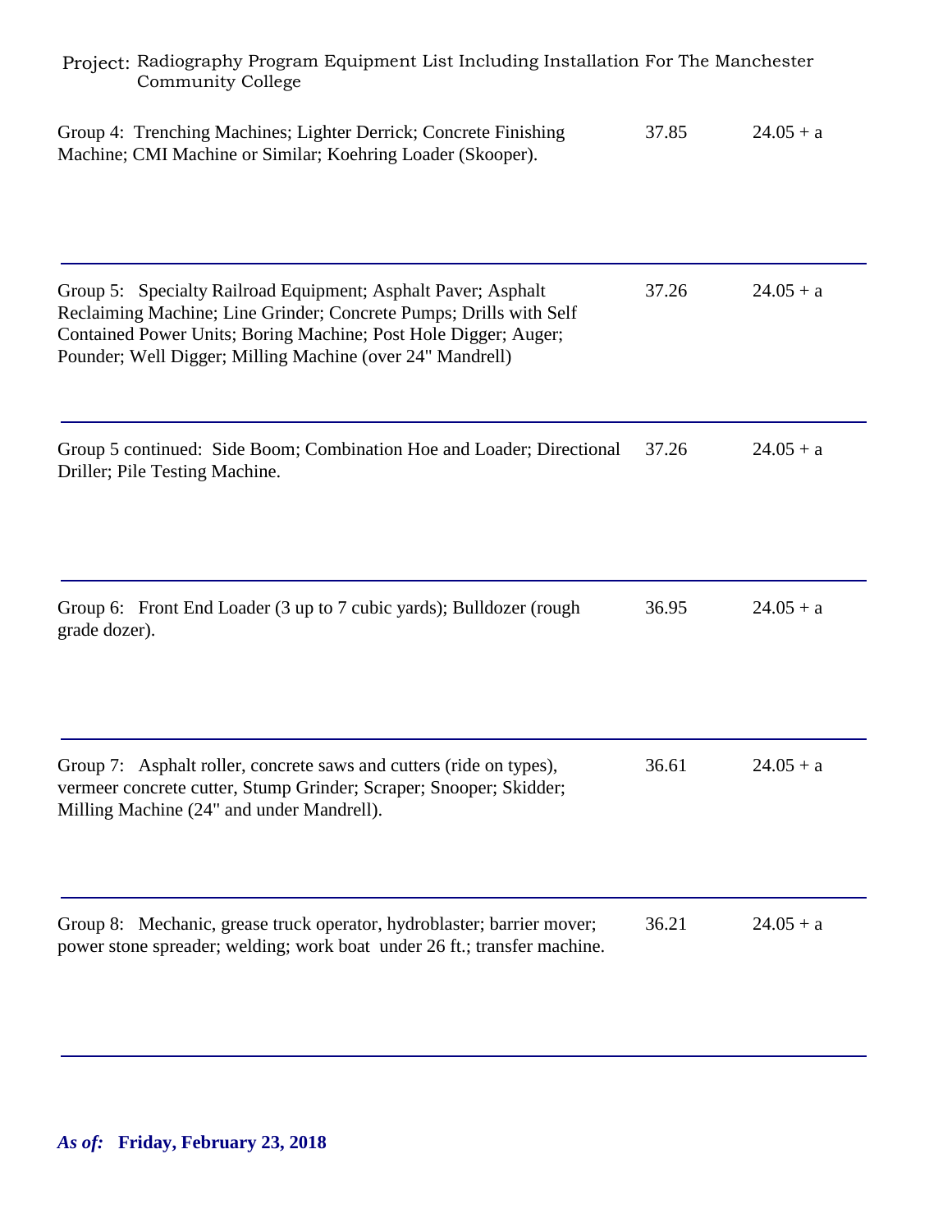Project: Radiography Program Equipment List Including Installation For The Manchester Community College

| Classification | Rate | Fringe |
|---|---|---|
| Group 4: Trenching Machines; Lighter Derrick; Concrete Finishing Machine; CMI Machine or Similar; Koehring Loader (Skooper). | 37.85 | 24.05 + a |
| Group 5: Specialty Railroad Equipment; Asphalt Paver; Asphalt Reclaiming Machine; Line Grinder; Concrete Pumps; Drills with Self Contained Power Units; Boring Machine; Post Hole Digger; Auger; Pounder; Well Digger; Milling Machine (over 24" Mandrell) | 37.26 | 24.05 + a |
| Group 5 continued: Side Boom; Combination Hoe and Loader; Directional Driller; Pile Testing Machine. | 37.26 | 24.05 + a |
| Group 6: Front End Loader (3 up to 7 cubic yards); Bulldozer (rough grade dozer). | 36.95 | 24.05 + a |
| Group 7: Asphalt roller, concrete saws and cutters (ride on types), vermeer concrete cutter, Stump Grinder; Scraper; Snooper; Skidder; Milling Machine (24" and under Mandrell). | 36.61 | 24.05 + a |
| Group 8: Mechanic, grease truck operator, hydroblaster; barrier mover; power stone spreader; welding; work boat under 26 ft.; transfer machine. | 36.21 | 24.05 + a |

***As of:*** **Friday, February 23, 2018**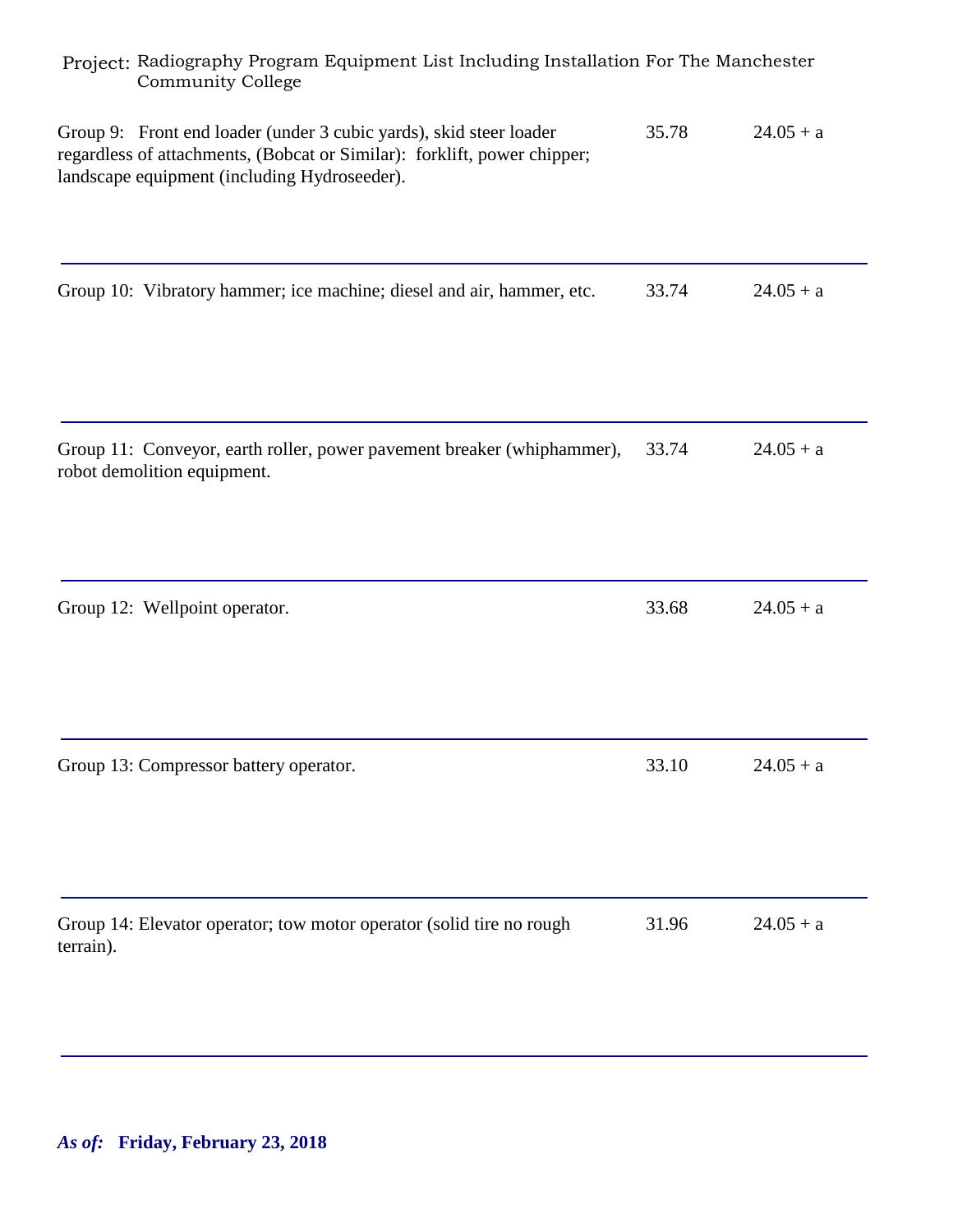Project: Radiography Program Equipment List Including Installation For The Manchester Community College

| | | |
|---|---|---|
| Group 9: Front end loader (under 3 cubic yards), skid steer loader regardless of attachments, (Bobcat or Similar): forklift, power chipper; landscape equipment (including Hydroseeder). | 35.78 | 24.05 + a |
| Group 10: Vibratory hammer; ice machine; diesel and air, hammer, etc. | 33.74 | 24.05 + a |
| Group 11: Conveyor, earth roller, power pavement breaker (whiphammer), robot demolition equipment. | 33.74 | 24.05 + a |
| Group 12: Wellpoint operator. | 33.68 | 24.05 + a |
| Group 13: Compressor battery operator. | 33.10 | 24.05 + a |
| Group 14: Elevator operator; tow motor operator (solid tire no rough terrain). | 31.96 | 24.05 + a |

***As of:*** **Friday, February 23, 2018**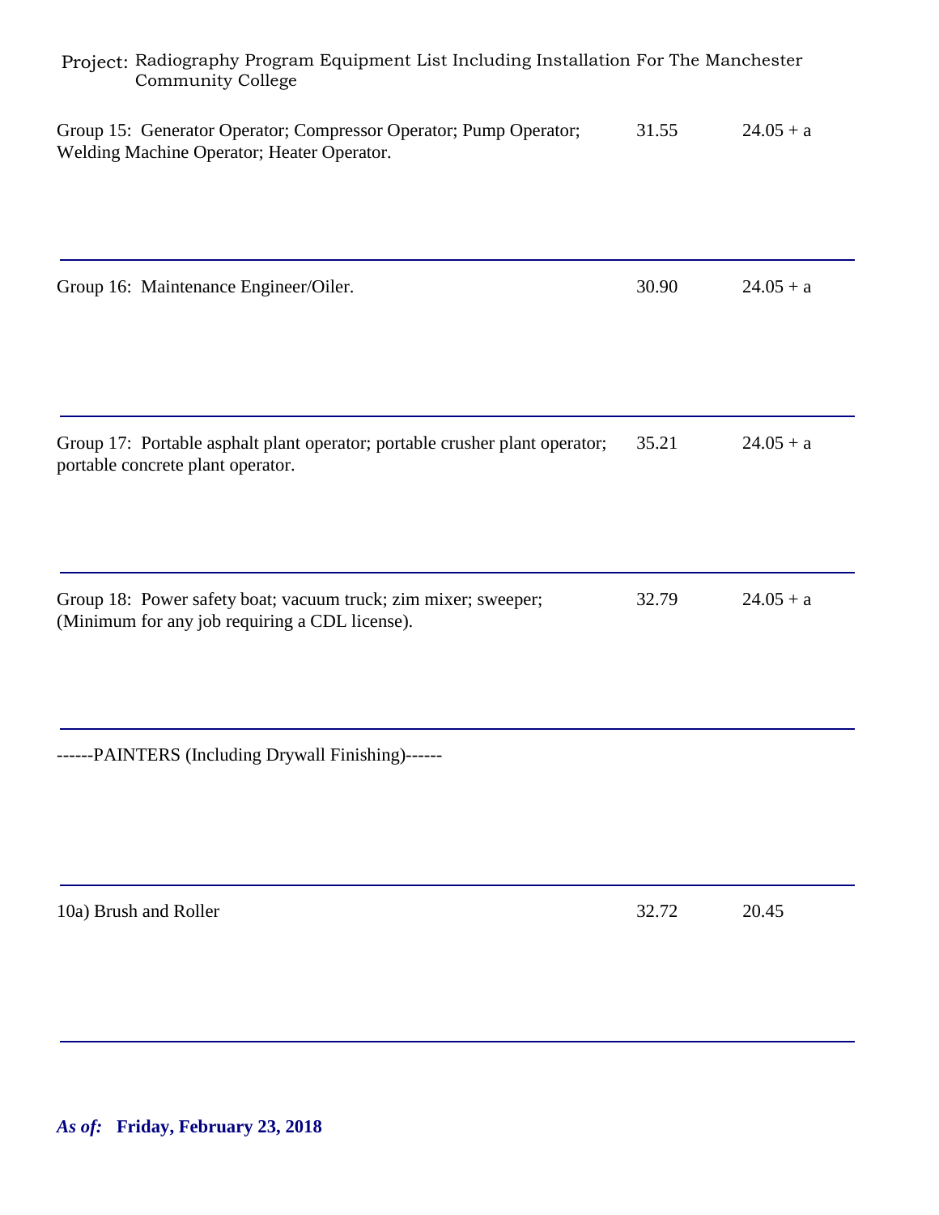Project: Radiography Program Equipment List Including Installation For The Manchester Community College

| | | |
|---|---|---|
| Group 15: Generator Operator; Compressor Operator; Pump Operator; Welding Machine Operator; Heater Operator. | 31.55 | 24.05 + a |
| Group 16: Maintenance Engineer/Oiler. | 30.90 | 24.05 + a |
| Group 17: Portable asphalt plant operator; portable crusher plant operator; portable concrete plant operator. | 35.21 | 24.05 + a |
| Group 18: Power safety boat; vacuum truck; zim mixer; sweeper; (Minimum for any job requiring a CDL license). | 32.79 | 24.05 + a |
| ------PAINTERS (Including Drywall Finishing)------ | | |
| 10a) Brush and Roller | 32.72 | 20.45 |

***As of:* Friday, February 23, 2018**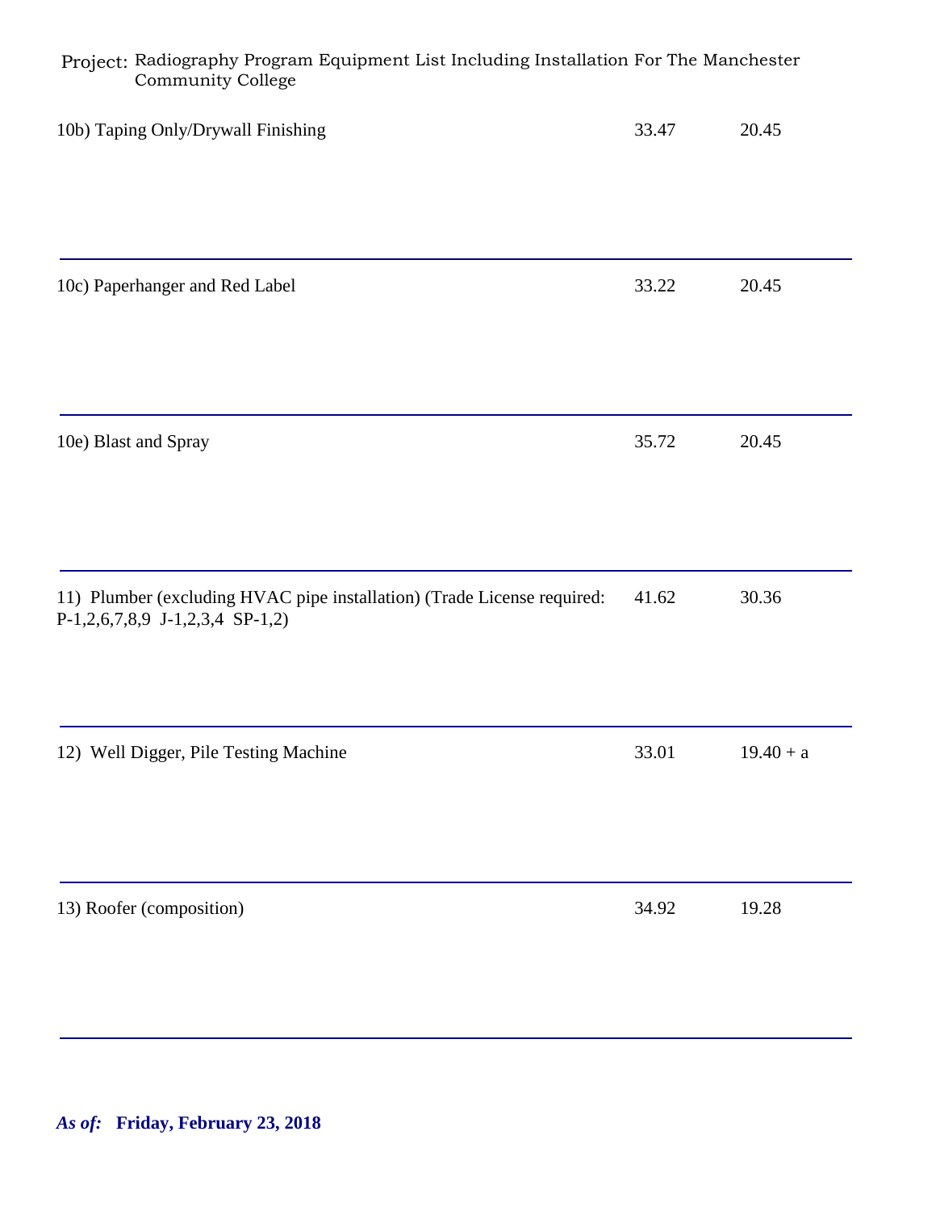Project: Radiography Program Equipment List Including Installation For The Manchester Community College

| | | |
|---|---|---|
| 10b) Taping Only/Drywall Finishing | 33.47 | 20.45 |
| 10c) Paperhanger and Red Label | 33.22 | 20.45 |
| 10e) Blast and Spray | 35.72 | 20.45 |
| 11) Plumber (excluding HVAC pipe installation) (Trade License required: P-1,2,6,7,8,9 J-1,2,3,4 SP-1,2) | 41.62 | 30.36 |
| 12) Well Digger, Pile Testing Machine | 33.01 | 19.40 + a |
| 13) Roofer (composition) | 34.92 | 19.28 |

***As of:*** **Friday, February 23, 2018**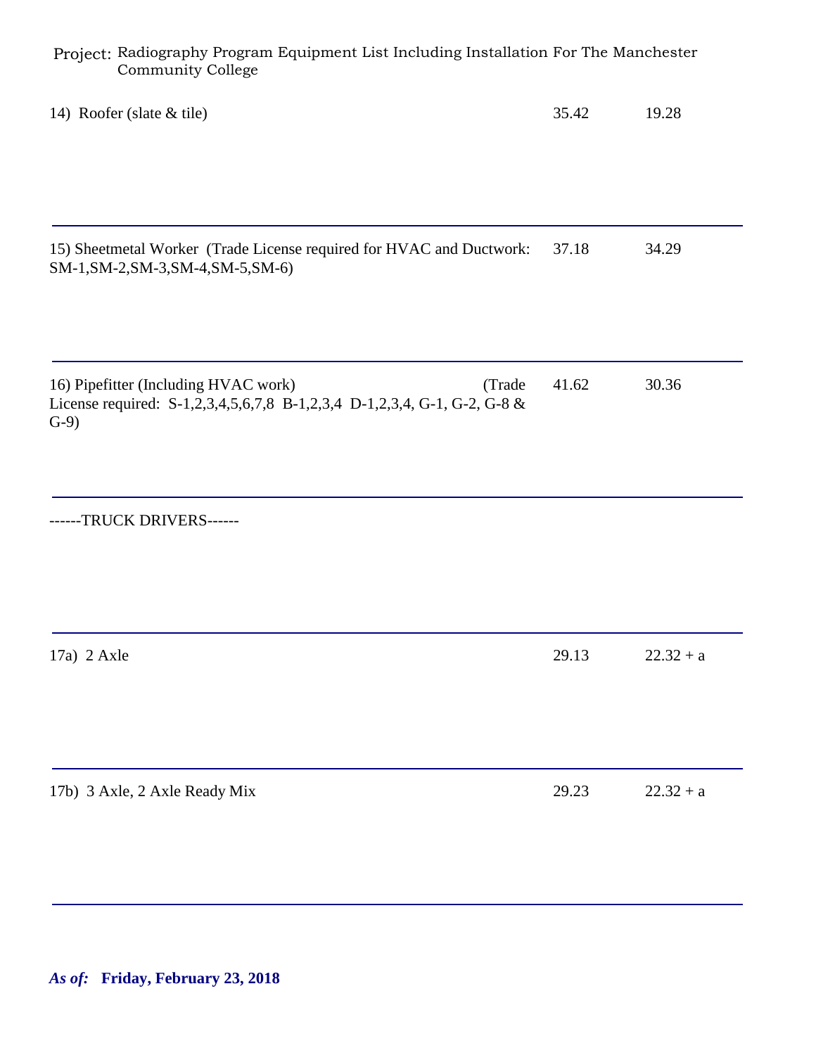Project: Radiography Program Equipment List Including Installation For The Manchester Community College

| Classification | | |
|---|---|---|
| 14) Roofer (slate & tile) | 35.42 | 19.28 |
| 15) Sheetmetal Worker (Trade License required for HVAC and Ductwork: SM-1,SM-2,SM-3,SM-4,SM-5,SM-6) | 37.18 | 34.29 |
| 16) Pipefitter (Including HVAC work) (Trade License required: S-1,2,3,4,5,6,7,8 B-1,2,3,4 D-1,2,3,4, G-1, G-2, G-8 & G-9) | 41.62 | 30.36 |
| ------TRUCK DRIVERS------ | | |
| 17a) 2 Axle | 29.13 | 22.32 + a |
| 17b) 3 Axle, 2 Axle Ready Mix | 29.23 | 22.32 + a |

***As of:*** **Friday, February 23, 2018**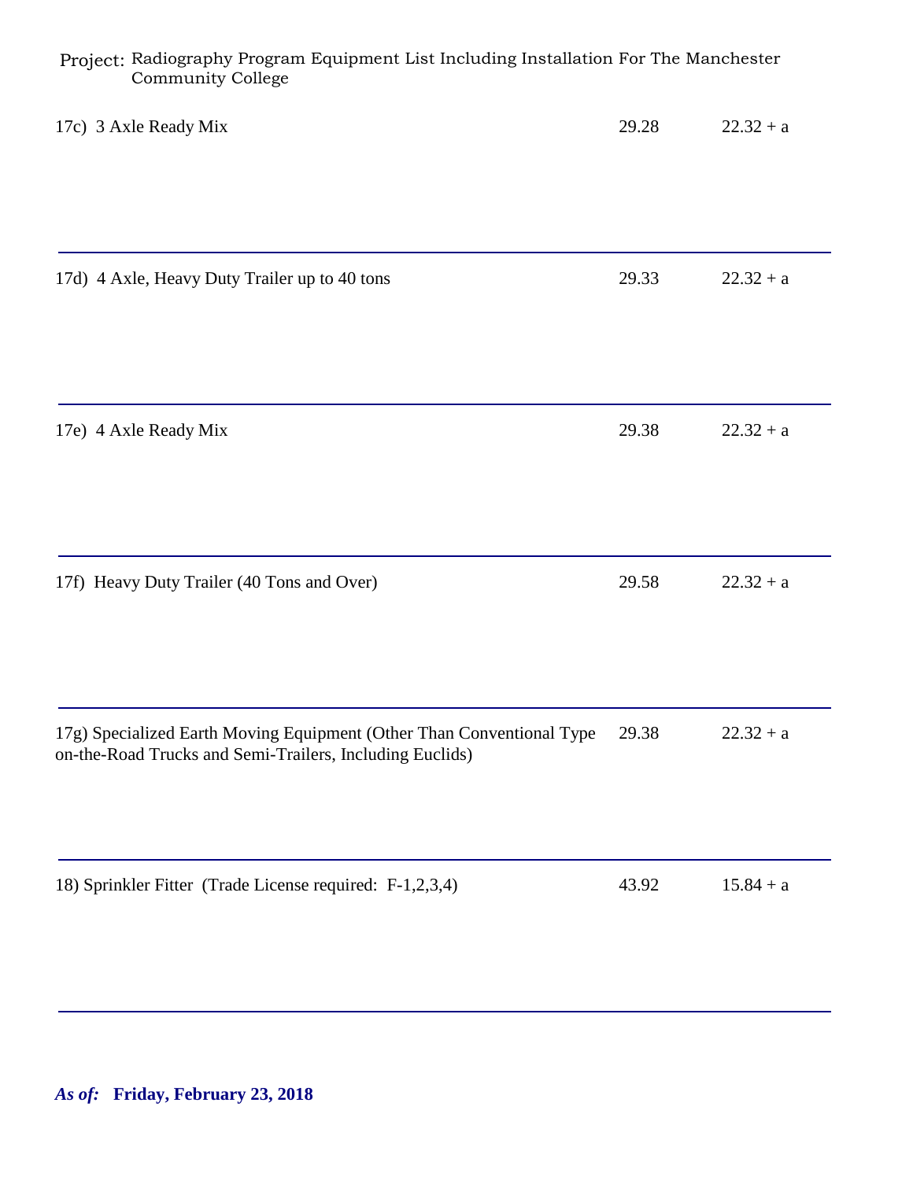Project: Radiography Program Equipment List Including Installation For The Manchester Community College

| | | |
|---|---|---|
| 17c) 3 Axle Ready Mix | 29.28 | 22.32 + a |
| 17d) 4 Axle, Heavy Duty Trailer up to 40 tons | 29.33 | 22.32 + a |
| 17e) 4 Axle Ready Mix | 29.38 | 22.32 + a |
| 17f) Heavy Duty Trailer (40 Tons and Over) | 29.58 | 22.32 + a |
| 17g) Specialized Earth Moving Equipment (Other Than Conventional Type on-the-Road Trucks and Semi-Trailers, Including Euclids) | 29.38 | 22.32 + a |
| 18) Sprinkler Fitter (Trade License required: F-1,2,3,4) | 43.92 | 15.84 + a |

***As of:*** **Friday, February 23, 2018**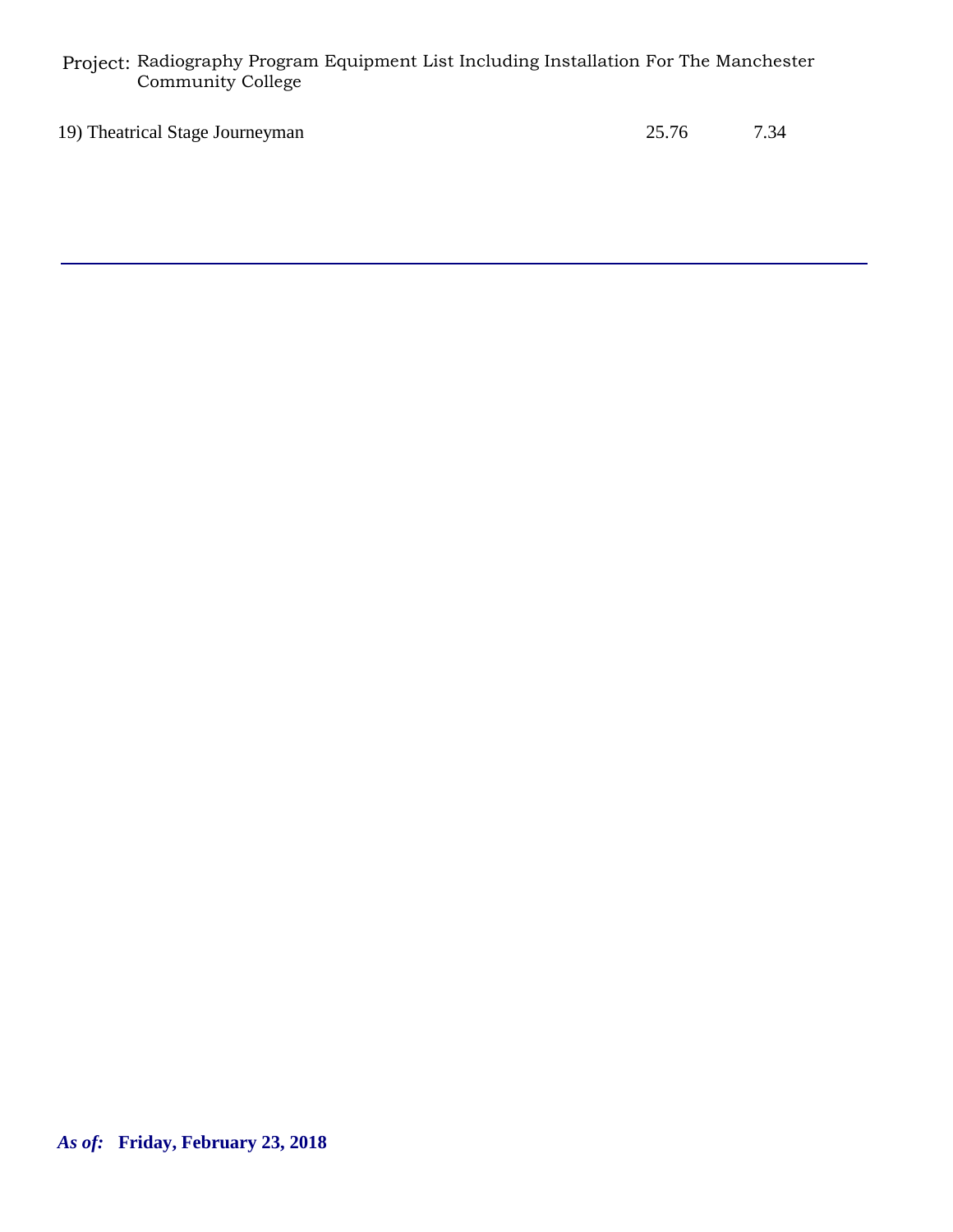| | | |
|---|---|---|
| 19) Theatrical Stage Journeyman | 25.76 | 7.34 |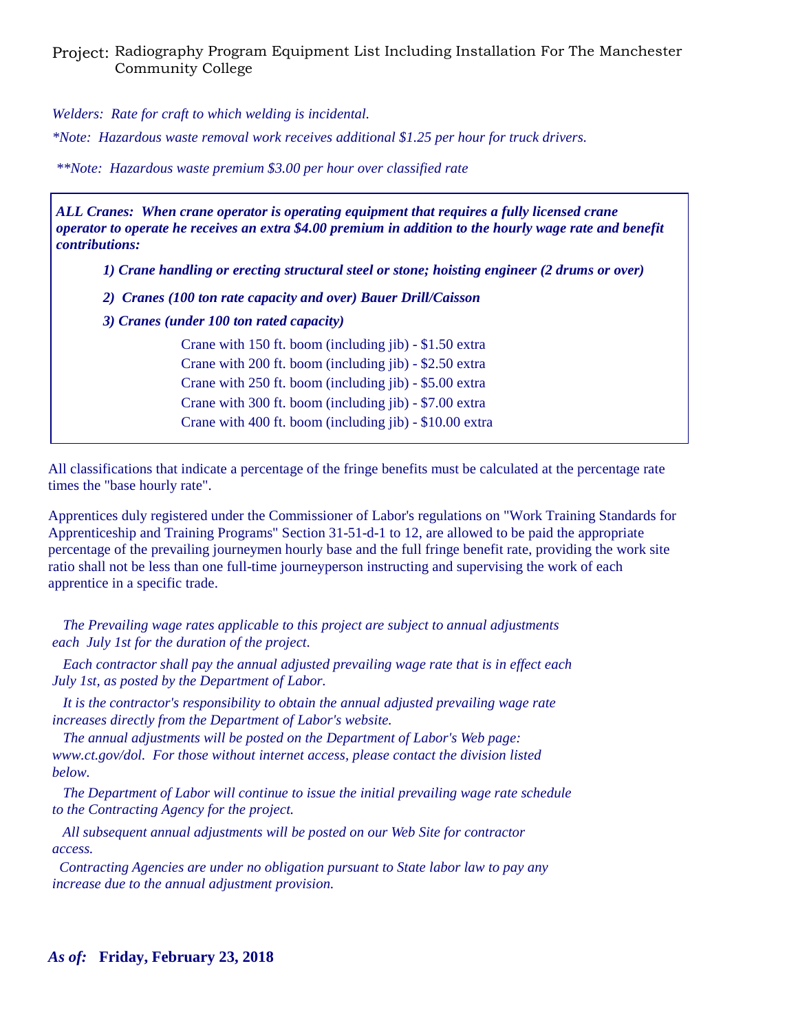Project: Radiography Program Equipment List Including Installation For The Manchester Community College

*Welders: Rate for craft to which welding is incidental.*

*\*Note: Hazardous waste removal work receives additional $1.25 per hour for truck drivers.*

*\*\*Note: Hazardous waste premium $3.00 per hour over classified rate*

***ALL Cranes: When crane operator is operating equipment that requires a fully licensed crane operator to operate he receives an extra $4.00 premium in addition to the hourly wage rate and benefit contributions:***

***1) Crane handling or erecting structural steel or stone; hoisting engineer (2 drums or over)***

***2) Cranes (100 ton rate capacity and over) Bauer Drill/Caisson***

***3) Cranes (under 100 ton rated capacity)***

Crane with 150 ft. boom (including jib) - $1.50 extra
Crane with 200 ft. boom (including jib) - $2.50 extra
Crane with 250 ft. boom (including jib) - $5.00 extra
Crane with 300 ft. boom (including jib) - $7.00 extra
Crane with 400 ft. boom (including jib) - $10.00 extra

All classifications that indicate a percentage of the fringe benefits must be calculated at the percentage rate times the "base hourly rate".

Apprentices duly registered under the Commissioner of Labor's regulations on "Work Training Standards for Apprenticeship and Training Programs" Section 31-51-d-1 to 12, are allowed to be paid the appropriate percentage of the prevailing journeymen hourly base and the full fringe benefit rate, providing the work site ratio shall not be less than one full-time journeyperson instructing and supervising the work of each apprentice in a specific trade.

*The Prevailing wage rates applicable to this project are subject to annual adjustments each July 1st for the duration of the project.*

*Each contractor shall pay the annual adjusted prevailing wage rate that is in effect each July 1st, as posted by the Department of Labor.*

*It is the contractor's responsibility to obtain the annual adjusted prevailing wage rate increases directly from the Department of Labor's website.*

*The annual adjustments will be posted on the Department of Labor's Web page: www.ct.gov/dol. For those without internet access, please contact the division listed below.*

*The Department of Labor will continue to issue the initial prevailing wage rate schedule to the Contracting Agency for the project.*

*All subsequent annual adjustments will be posted on our Web Site for contractor access.*

*Contracting Agencies are under no obligation pursuant to State labor law to pay any increase due to the annual adjustment provision.*

***As of:* Friday, February 23, 2018**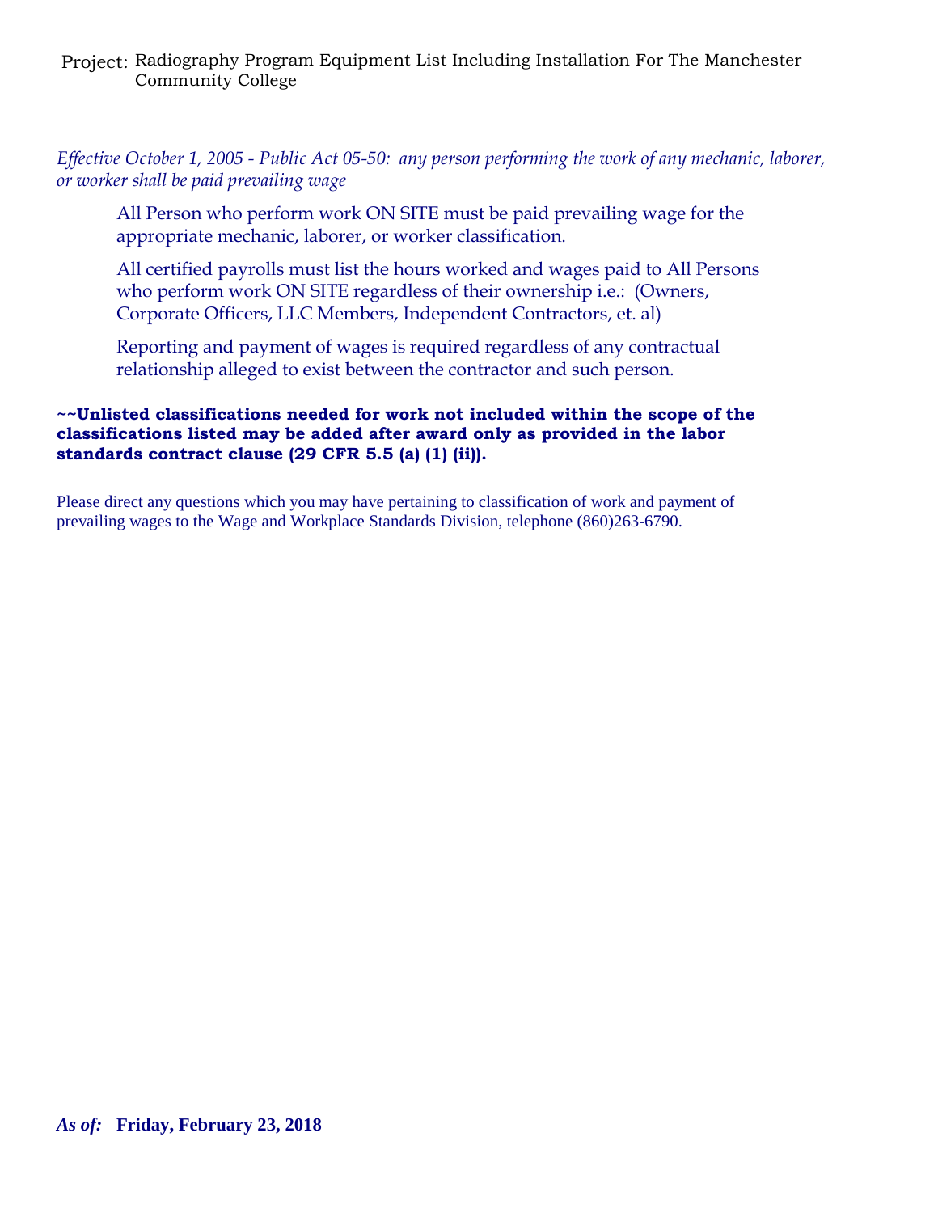Project: Radiography Program Equipment List Including Installation For The Manchester Community College

*Effective October 1, 2005 - Public Act 05-50: any person performing the work of any mechanic, laborer, or worker shall be paid prevailing wage*

All Person who perform work ON SITE must be paid prevailing wage for the appropriate mechanic, laborer, or worker classification.

All certified payrolls must list the hours worked and wages paid to All Persons who perform work ON SITE regardless of their ownership i.e.: (Owners, Corporate Officers, LLC Members, Independent Contractors, et. al)

Reporting and payment of wages is required regardless of any contractual relationship alleged to exist between the contractor and such person.

**~~Unlisted classifications needed for work not included within the scope of the classifications listed may be added after award only as provided in the labor standards contract clause (29 CFR 5.5 (a) (1) (ii)).**

Please direct any questions which you may have pertaining to classification of work and payment of prevailing wages to the Wage and Workplace Standards Division, telephone (860)263-6790.

***As of:*** **Friday, February 23, 2018**